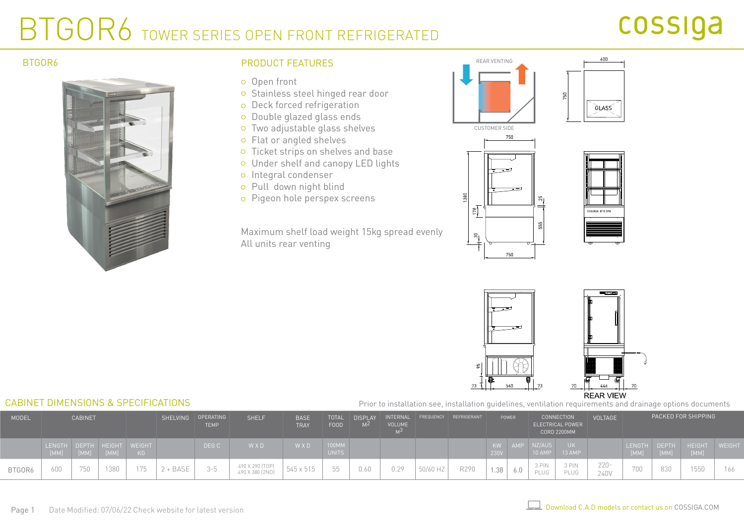# BTGOR6 TOWER SERIES OPEN FRONT REFRIGERATED

cossiga

## BTGOR6

## PRODUCT FEATURES

- Open front
- Stainless steel hinged rear door
- Deck forced refrigeration
- Double glazed glass ends
- Two adjustable glass shelves
- Flat or angled shelves
- Ticket strips on shelves and base
- Under shelf and canopy LED lights
- Integral condenser
- Pull down night blind
- Pigeon hole perspex screens

Maximum shelf load weight 15kg spread evenly
All units rear venting

REAR VENTING

CUSTOMER SIDE

GLASS

REAR VIEW

## CABINET DIMENSIONS & SPECIFICATIONS

Prior to installation see, installation guidelines, ventilation requirements and drainage options documents

| MODEL | CABINET | | | | SHELVING | OPERATING TEMP | SHELF | BASE TRAY | TOTAL FOOD | DISPLAY $M^2$ | INTERNAL VOLUME $M^3$ | FREQUENCY | REFRIGERANT | POWER | | CONNECTION ELECTRICAL POWER CORD 2200MM | | VOLTAGE | PACKED FOR SHIPPING | | | |
|---|---|---|---|---|---|---|---|---|---|---|---|---|---|---|---|---|---|---|---|---|---|---|
| | LENGTH [MM] | DEPTH [MM] | HEIGHT [MM] | WEIGHT KG | | DEG C | W X D | W X D | 100MM UNITS | | | | | KW 230V | AMP | NZ/AUS 10 AMP | UK 13 AMP | | LENGTH [MM] | DEPTH [MM] | HEIGHT [MM] | WEIGHT |
| BTGOR6 | 600 | 750 | 1380 | 175 | 2 + BASE | 3-5 | 490 X 290 (TOP) 490 X 380 (2ND) | 545 x 515 | 55 | 0.60 | 0.29 | 50/60 HZ | R290 | 1.38 | 6.0 | 3 PIN PLUG | 3 PIN PLUG | 220-240V | 700 | 830 | 1550 | 166 |

Date Modified: 07/06/22 Check website for latest version

Download C.A.D models or contact us on COSSIGA.COM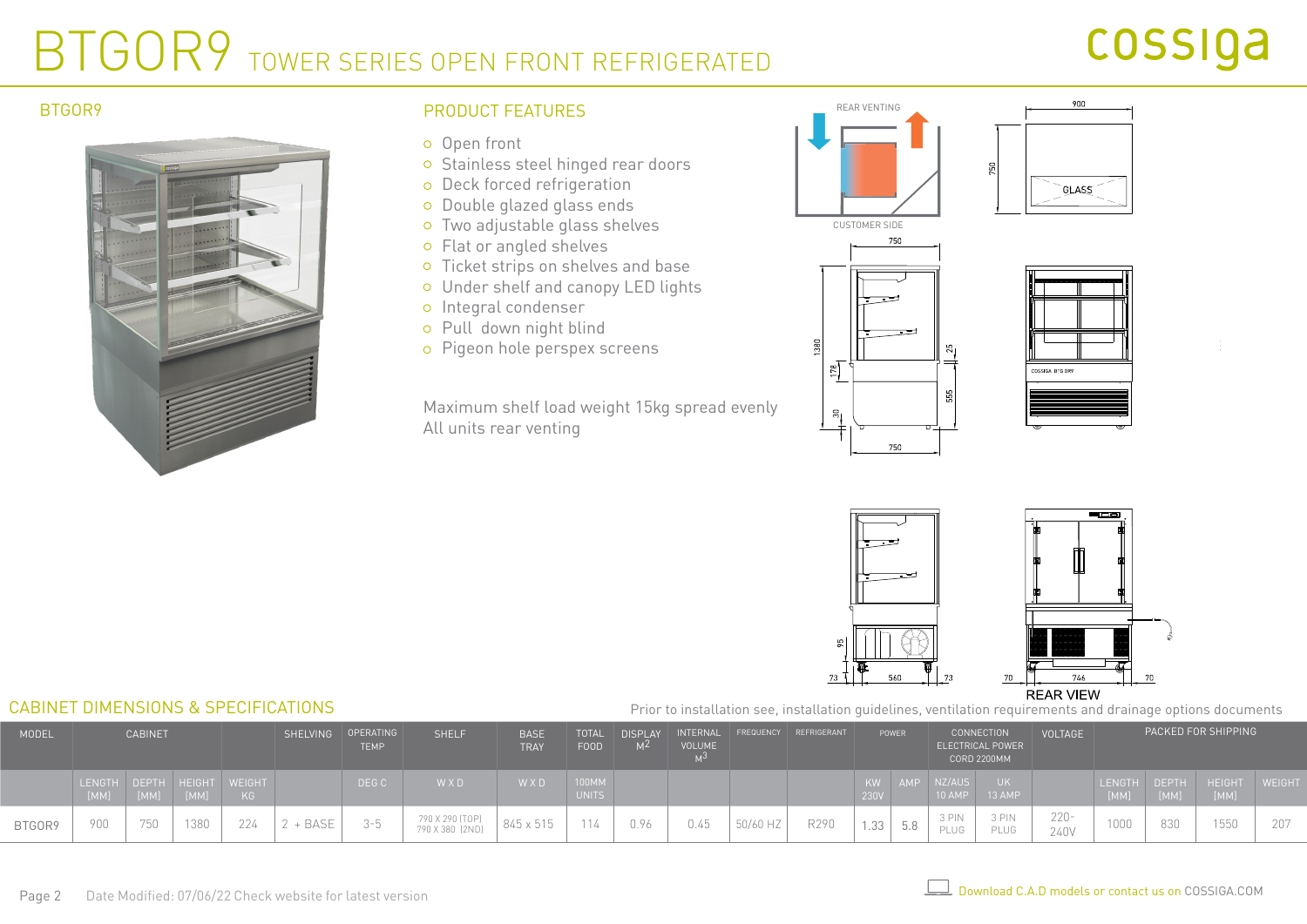# BTGOR9 TOWER SERIES OPEN FRONT REFRIGERATED

cossiga

## BTGOR9

## PRODUCT FEATURES

- Open front
- Stainless steel hinged rear doors
- Deck forced refrigeration
- Double glazed glass ends
- Two adjustable glass shelves
- Flat or angled shelves
- Ticket strips on shelves and base
- Under shelf and canopy LED lights
- Integral condenser
- Pull down night blind
- Pigeon hole perspex screens

Maximum shelf load weight 15kg spread evenly
All units rear venting

REAR VENTING

CUSTOMER SIDE

GLASS

REAR VIEW

## CABINET DIMENSIONS & SPECIFICATIONS

Prior to installation see, installation guidelines, ventilation requirements and drainage options documents

| MODEL | CABINET | | | | SHELVING | OPERATING TEMP | SHELF | BASE TRAY | TOTAL FOOD | DISPLAY $M^2$ | INTERNAL VOLUME $M^3$ | FREQUENCY | REFRIGERANT | POWER | | CONNECTION ELECTRICAL POWER CORD 2200MM | | VOLTAGE | PACKED FOR SHIPPING | | | |
|---|---|---|---|---|---|---|---|---|---|---|---|---|---|---|---|---|---|---|---|---|---|---|
| | LENGTH [MM] | DEPTH [MM] | HEIGHT [MM] | WEIGHT KG | | DEG C | W X D | W X D | 100MM UNITS | | | | | KW 230V | AMP | NZ/AUS 10 AMP | UK 13 AMP | | LENGTH [MM] | DEPTH [MM] | HEIGHT [MM] | WEIGHT |
| BTGOR9 | 900 | 750 | 1380 | 224 | 2 + BASE | 3-5 | 790 X 290 [TOP] 790 X 380 [2ND] | 845 x 515 | 114 | 0.96 | 0.45 | 50/60 HZ | R290 | 1.33 | 5.8 | 3 PIN PLUG | 3 PIN PLUG | 220-240V | 1000 | 830 | 1550 | 207 |

Date Modified: 07/06/22 Check website for latest version

Download C.A.D models or contact us on COSSIGA.COM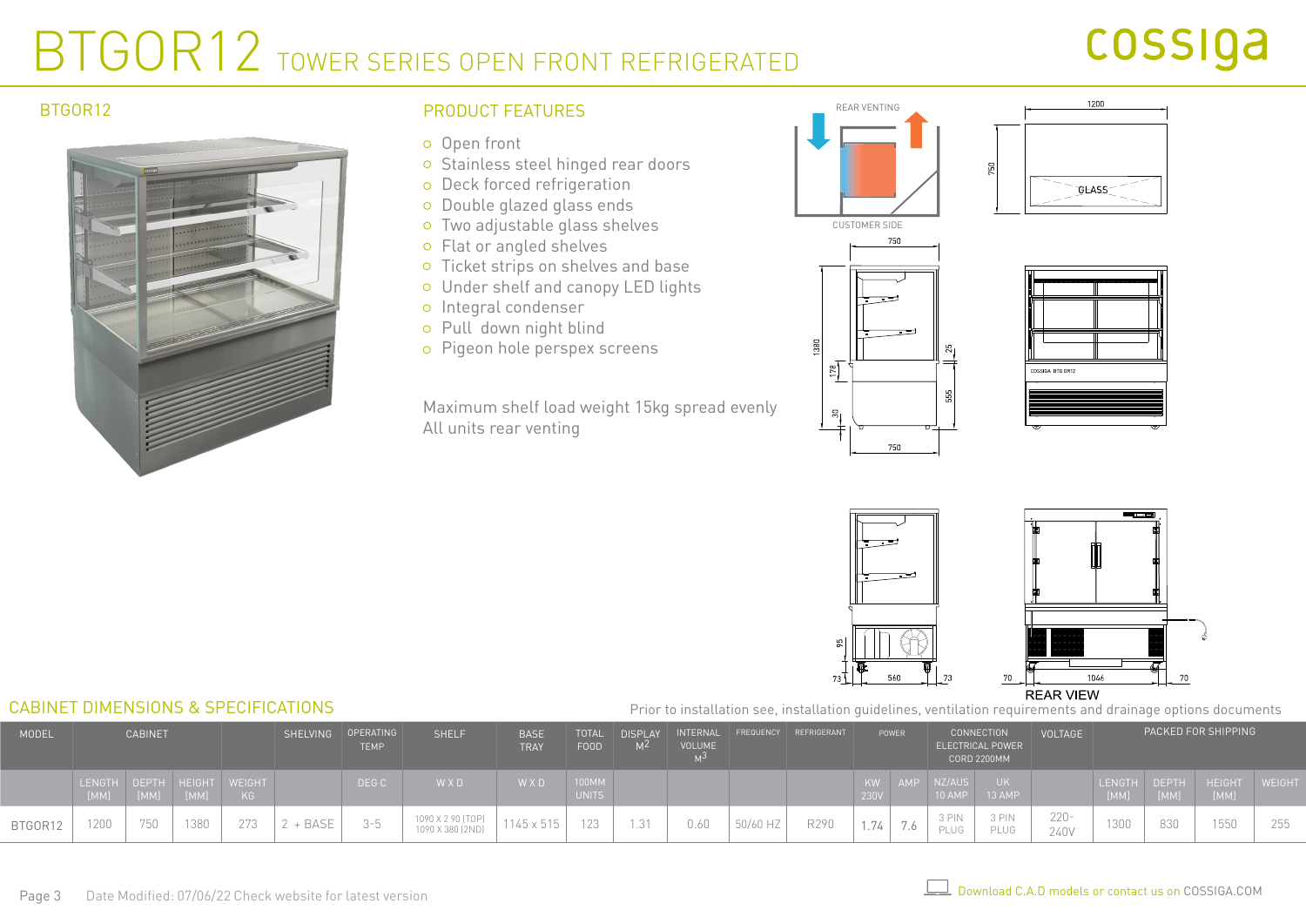# BTGOR12 TOWER SERIES OPEN FRONT REFRIGERATED

cossiga

## BTGOR12

## PRODUCT FEATURES

- Open front
- Stainless steel hinged rear doors
- Deck forced refrigeration
- Double glazed glass ends
- Two adjustable glass shelves
- Flat or angled shelves
- Ticket strips on shelves and base
- Under shelf and canopy LED lights
- Integral condenser
- Pull down night blind
- Pigeon hole perspex screens

Maximum shelf load weight 15kg spread evenly
All units rear venting

REAR VENTING

CUSTOMER SIDE

REAR VIEW

## CABINET DIMENSIONS & SPECIFICATIONS

Prior to installation see, installation guidelines, ventilation requirements and drainage options documents

| MODEL | CABINET | | | | SHELVING | OPERATING TEMP | SHELF | BASE TRAY | TOTAL FOOD | DISPLAY $M^2$ | INTERNAL VOLUME $M^3$ | FREQUENCY | REFRIGERANT | POWER | | CONNECTION ELECTRICAL POWER CORD 2200MM | | VOLTAGE | PACKED FOR SHIPPING | | | |
|---|---|---|---|---|---|---|---|---|---|---|---|---|---|---|---|---|---|---|---|---|---|---|
| | LENGTH [MM] | DEPTH [MM] | HEIGHT [MM] | WEIGHT KG | | DEG C | W X D | W X D | 100MM UNITS | | | | | KW 230V | AMP | NZ/AUS 10 AMP | UK 13 AMP | | LENGTH [MM] | DEPTH [MM] | HEIGHT [MM] | WEIGHT |
| BTGOR12 | 1200 | 750 | 1380 | 273 | 2 + BASE | 3-5 | 1090 X 2 90 [TOP] 1090 X 380 [2ND] | 1145 x 515 | 123 | 1.31 | 0.60 | 50/60 HZ | R290 | 1.74 | 7.6 | 3 PIN PLUG | 3 PIN PLUG | 220-240V | 1300 | 830 | 1550 | 255 |

Date Modified: 07/06/22 Check website for latest version

Download C.A.D models or contact us on COSSIGA.COM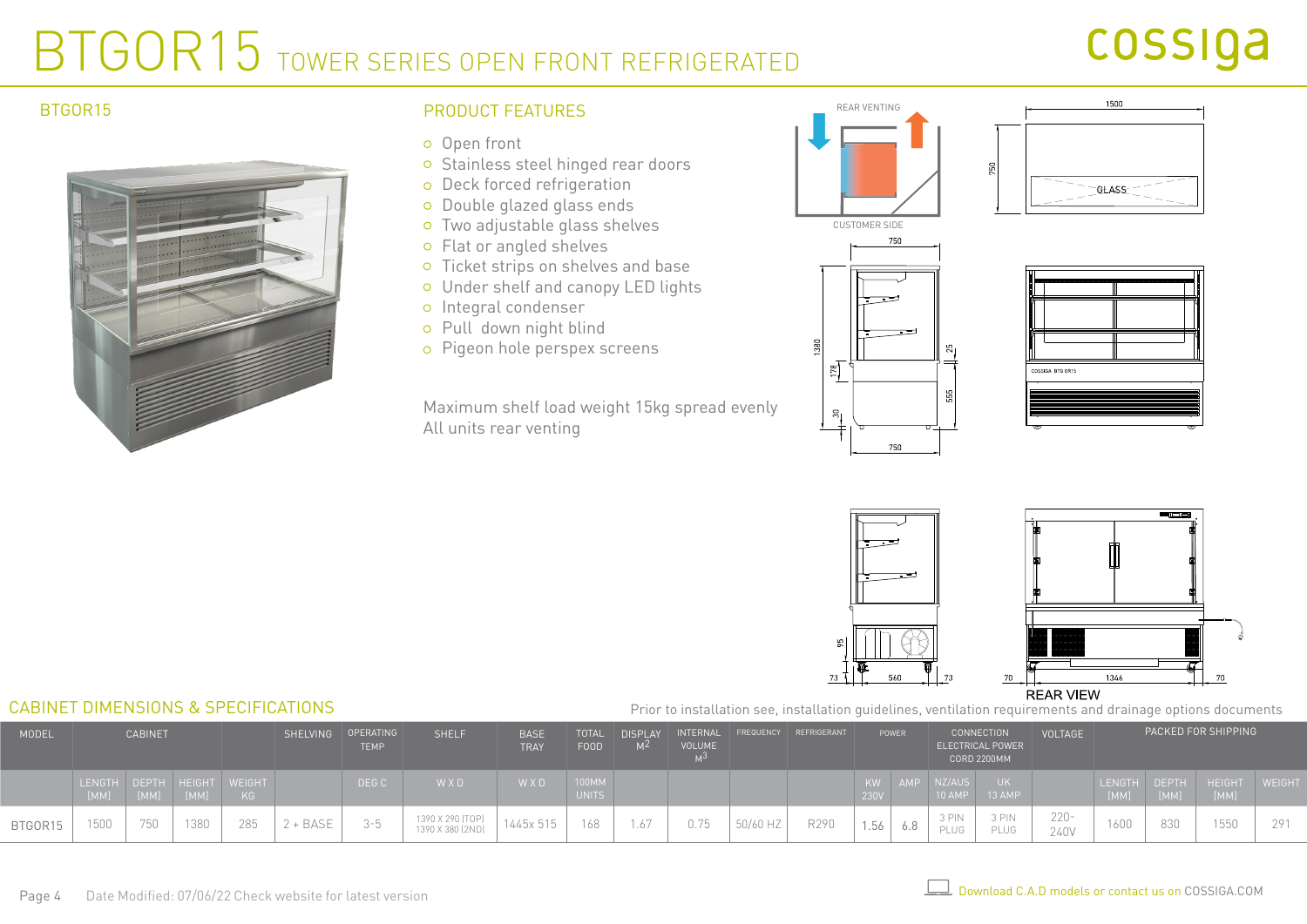# BTGOR15 TOWER SERIES OPEN FRONT REFRIGERATED

cossiga

BTGOR15

## PRODUCT FEATURES

- Open front
- Stainless steel hinged rear doors
- Deck forced refrigeration
- Double glazed glass ends
- Two adjustable glass shelves
- Flat or angled shelves
- Ticket strips on shelves and base
- Under shelf and canopy LED lights
- Integral condenser
- Pull down night blind
- Pigeon hole perspex screens

Maximum shelf load weight 15kg spread evenly
All units rear venting

REAR VENTING

CUSTOMER SIDE

1500

750

GLASS

750

1380

178

30

25

555

750

COSSIGA BTGOR15

95

73

560

73

70

1346

70

REAR VIEW

## CABINET DIMENSIONS & SPECIFICATIONS

Prior to installation see, installation guidelines, ventilation requirements and drainage options documents

| MODEL | CABINET | | | | SHELVING | OPERATING TEMP | SHELF | BASE TRAY | TOTAL FOOD | DISPLAY $M^2$ | INTERNAL VOLUME $M^3$ | FREQUENCY | REFRIGERANT | POWER | | CONNECTION ELECTRICAL POWER CORD 2200MM | | VOLTAGE | PACKED FOR SHIPPING | | | |
|---|---|---|---|---|---|---|---|---|---|---|---|---|---|---|---|---|---|---|---|---|---|---|
| | LENGTH [MM] | DEPTH [MM] | HEIGHT [MM] | WEIGHT KG | | DEG C | W X D | W X D | 100MM UNITS | | | | | KW 230V | AMP | NZ/AUS 10 AMP | UK 13 AMP | | LENGTH [MM] | DEPTH [MM] | HEIGHT [MM] | WEIGHT |
| BTGOR15 | 1500 | 750 | 1380 | 285 | 2 + BASE | 3-5 | 1390 X 290 (TOP) 1390 X 380 (2ND) | 1445x 515 | 168 | 1.67 | 0.75 | 50/60 HZ | R290 | 1.56 | 6.8 | 3 PIN PLUG | 3 PIN PLUG | 220-240V | 1600 | 830 | 1550 | 291 |

Date Modified: 07/06/22 Check website for latest version

Download C.A.D models or contact us on COSSIGA.COM